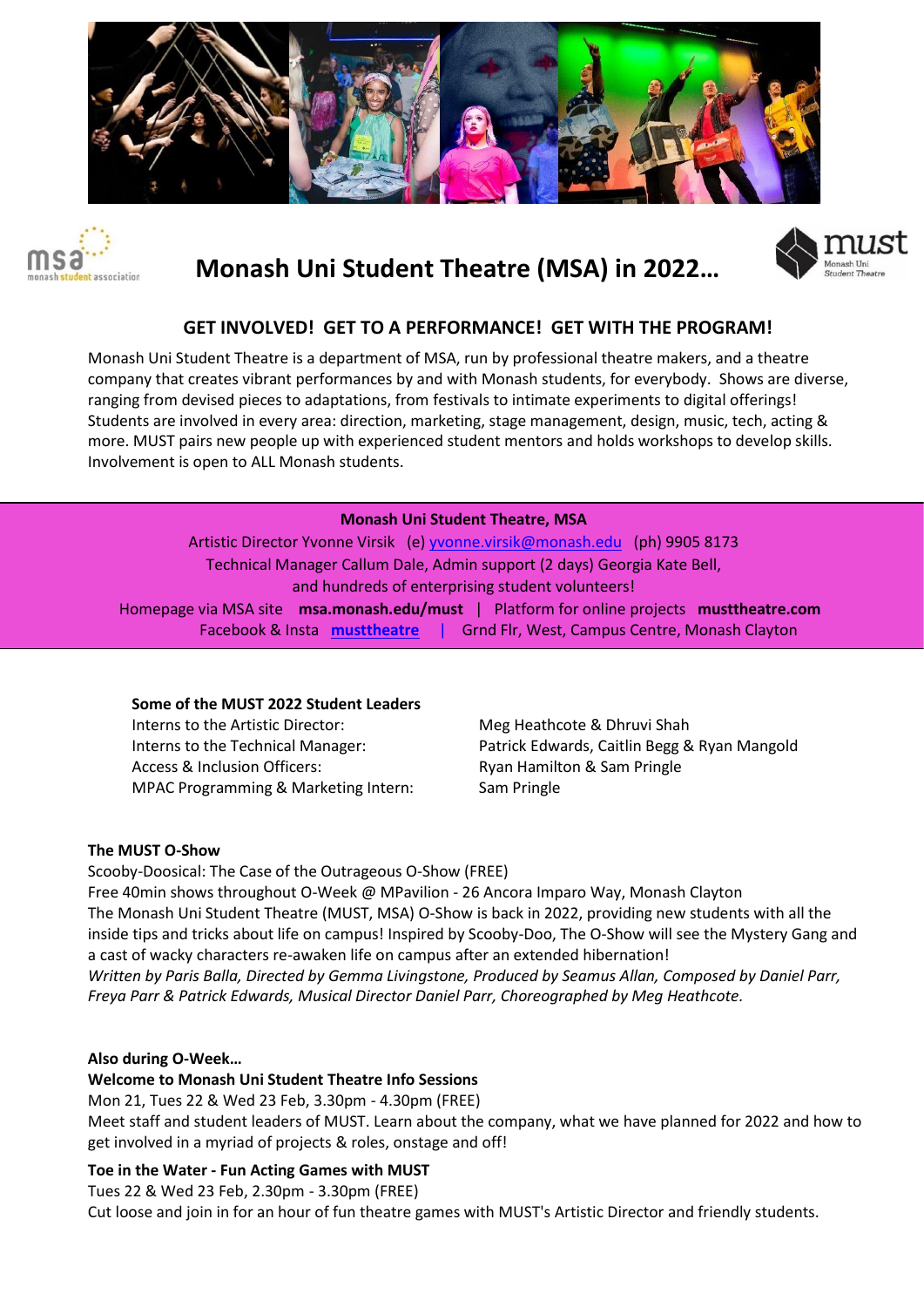# Monash Uni Student Theatre (MSA) in 2022…

## GET INVOLVED! GET TO A PERFORMANCE! GET WITH THE PROGRAM!

Monash Uni Student Theatre is a department of MSA, run by professional theatre makers, and a theatre company that creates vibrant performances by and with Monash students, for everybody. Shows are diverse, ranging from devised pieces to adaptations, from festivals to intimate experiments to digital offerings! Students are involved in every area: direction, marketing, stage management, design, music, tech, acting & more. MUST pairs new people up with experienced student mentors and holds workshops to develop skills. Involvement is open to ALL Monash students.

**Monash Uni Student Theatre, MSA**

Artistic Director Yvonne Virsik (e) yvonne.virsik@monash.edu (ph) 9905 8173

Technical Manager Callum Dale, Admin support (2 days) Georgia Kate Bell,

and hundreds of enterprising student volunteers!

Homepage via MSA site **msa.monash.edu/must** | Platform for online projects **musttheatre.com**

Facebook & Insta **musttheatre** | Grnd Flr, West, Campus Centre, Monash Clayton

**Some of the MUST 2022 Student Leaders**

| | |
|---|---|
| Interns to the Artistic Director: | Meg Heathcote & Dhruvi Shah |
| Interns to the Technical Manager: | Patrick Edwards, Caitlin Begg & Ryan Mangold |
| Access & Inclusion Officers: | Ryan Hamilton & Sam Pringle |
| MPAC Programming & Marketing Intern: | Sam Pringle |

**The MUST O-Show**

Scooby-Doosical: The Case of the Outrageous O-Show (FREE)

Free 40min shows throughout O-Week @ MPavilion - 26 Ancora Imparo Way, Monash Clayton

The Monash Uni Student Theatre (MUST, MSA) O-Show is back in 2022, providing new students with all the inside tips and tricks about life on campus! Inspired by Scooby-Doo, The O-Show will see the Mystery Gang and a cast of wacky characters re-awaken life on campus after an extended hibernation!

*Written by Paris Balla, Directed by Gemma Livingstone, Produced by Seamus Allan, Composed by Daniel Parr, Freya Parr & Patrick Edwards, Musical Director Daniel Parr, Choreographed by Meg Heathcote.*

**Also during O-Week…**

**Welcome to Monash Uni Student Theatre Info Sessions**

Mon 21, Tues 22 & Wed 23 Feb, 3.30pm - 4.30pm (FREE)

Meet staff and student leaders of MUST. Learn about the company, what we have planned for 2022 and how to get involved in a myriad of projects & roles, onstage and off!

**Toe in the Water - Fun Acting Games with MUST**

Tues 22 & Wed 23 Feb, 2.30pm - 3.30pm (FREE)

Cut loose and join in for an hour of fun theatre games with MUST's Artistic Director and friendly students.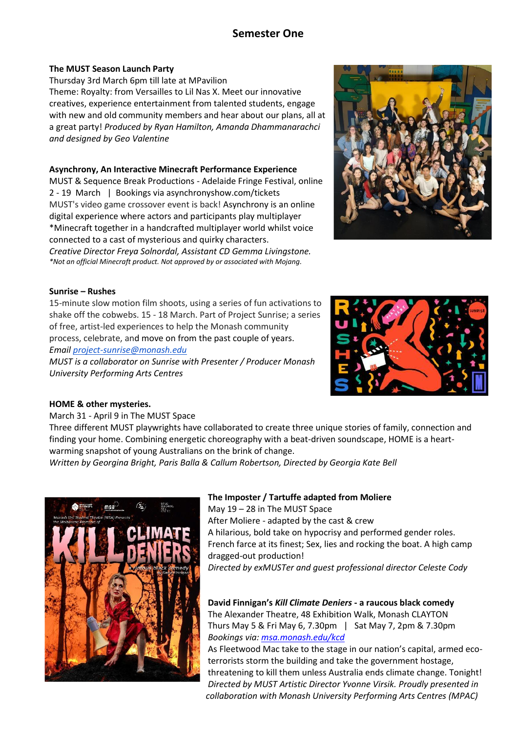## Semester One

**The MUST Season Launch Party**
Thursday 3rd March 6pm till late at MPavilion
Theme: Royalty: from Versailles to Lil Nas X. Meet our innovative creatives, experience entertainment from talented students, engage with new and old community members and hear about our plans, all at a great party! *Produced by Ryan Hamilton, Amanda Dhammanarachci and designed by Geo Valentine*

**Asynchrony, An Interactive Minecraft Performance Experience**
MUST & Sequence Break Productions - Adelaide Fringe Festival, online
2 - 19 March | Bookings via asynchronyshow.com/tickets
MUST's video game crossover event is back! Asynchrony is an online digital experience where actors and participants play multiplayer *Minecraft together in a handcrafted multiplayer world whilst voice connected to a cast of mysterious and quirky characters.
*Creative Director Freya Solnordal, Assistant CD Gemma Livingstone.*
*\*Not an official Minecraft product. Not approved by or associated with Mojang.*

**Sunrise – Rushes**
15-minute slow motion film shoots, using a series of fun activations to shake off the cobwebs. 15 - 18 March. Part of Project Sunrise; a series of free, artist-led experiences to help the Monash community process, celebrate, and move on from the past couple of years.
*Email project-sunrise@monash.edu*
*MUST is a collaborator on Sunrise with Presenter / Producer Monash University Performing Arts Centres*

**HOME & other mysteries.**
March 31 - April 9 in The MUST Space
Three different MUST playwrights have collaborated to create three unique stories of family, connection and finding your home. Combining energetic choreography with a beat-driven soundscape, HOME is a heart-warming snapshot of young Australians on the brink of change.
*Written by Georgina Bright, Paris Balla & Callum Robertson, Directed by Georgia Kate Bell*

**The Imposter / Tartuffe adapted from Moliere**
May 19 – 28 in The MUST Space
After Moliere - adapted by the cast & crew
A hilarious, bold take on hypocrisy and performed gender roles. French farce at its finest; Sex, lies and rocking the boat. A high camp dragged-out production!
*Directed by exMUSTer and guest professional director Celeste Cody*

**David Finnigan's *Kill Climate Deniers* - a raucous black comedy**
The Alexander Theatre, 48 Exhibition Walk, Monash CLAYTON
Thurs May 5 & Fri May 6, 7.30pm | Sat May 7, 2pm & 7.30pm
*Bookings via: msa.monash.edu/kcd*
As Fleetwood Mac take to the stage in our nation's capital, armed eco-terrorists storm the building and take the government hostage, threatening to kill them unless Australia ends climate change. Tonight!
*Directed by MUST Artistic Director Yvonne Virsik. Proudly presented in collaboration with Monash University Performing Arts Centres (MPAC)*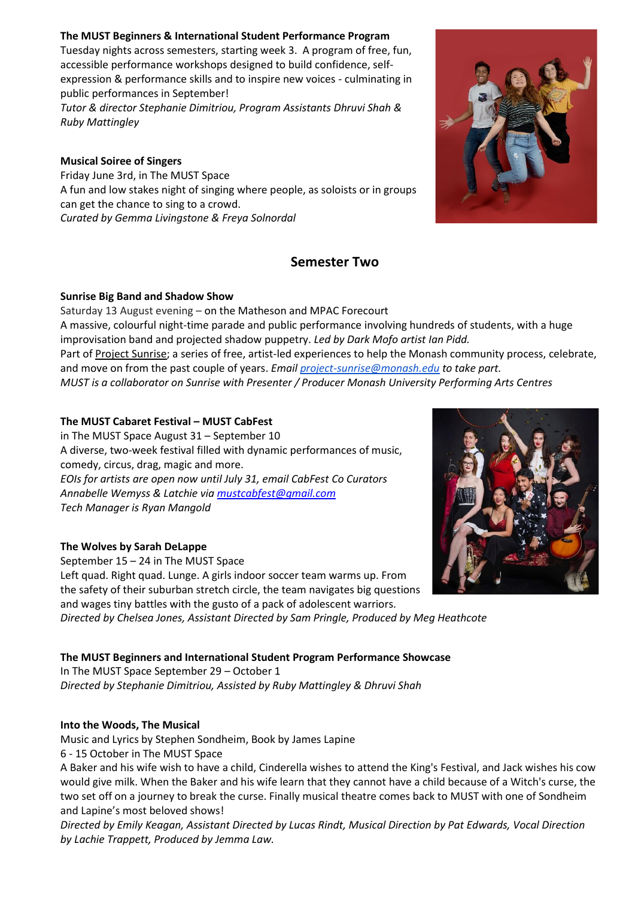**The MUST Beginners & International Student Performance Program**
Tuesday nights across semesters, starting week 3. A program of free, fun, accessible performance workshops designed to build confidence, self-expression & performance skills and to inspire new voices - culminating in public performances in September!
*Tutor & director Stephanie Dimitriou, Program Assistants Dhruvi Shah & Ruby Mattingley*

**Musical Soiree of Singers**
Friday June 3rd, in The MUST Space
A fun and low stakes night of singing where people, as soloists or in groups can get the chance to sing to a crowd.
*Curated by Gemma Livingstone & Freya Solnordal*

## Semester Two

**Sunrise Big Band and Shadow Show**
Saturday 13 August evening – on the Matheson and MPAC Forecourt
A massive, colourful night-time parade and public performance involving hundreds of students, with a huge improvisation band and projected shadow puppetry. *Led by Dark Mofo artist Ian Pidd.*
Part of Project Sunrise; a series of free, artist-led experiences to help the Monash community process, celebrate, and move on from the past couple of years. *Email project-sunrise@monash.edu to take part.*
*MUST is a collaborator on Sunrise with Presenter / Producer Monash University Performing Arts Centres*

**The MUST Cabaret Festival – MUST CabFest**
in The MUST Space August 31 – September 10
A diverse, two-week festival filled with dynamic performances of music, comedy, circus, drag, magic and more.
*EOIs for artists are open now until July 31, email CabFest Co Curators Annabelle Wemyss & Latchie via mustcabfest@gmail.com*
*Tech Manager is Ryan Mangold*

**The Wolves by Sarah DeLappe**
September 15 – 24 in The MUST Space
Left quad. Right quad. Lunge. A girls indoor soccer team warms up. From the safety of their suburban stretch circle, the team navigates big questions and wages tiny battles with the gusto of a pack of adolescent warriors.
*Directed by Chelsea Jones, Assistant Directed by Sam Pringle, Produced by Meg Heathcote*

**The MUST Beginners and International Student Program Performance Showcase**
In The MUST Space September 29 – October 1
*Directed by Stephanie Dimitriou, Assisted by Ruby Mattingley & Dhruvi Shah*

**Into the Woods, The Musical**
Music and Lyrics by Stephen Sondheim, Book by James Lapine
6 - 15 October in The MUST Space
A Baker and his wife wish to have a child, Cinderella wishes to attend the King's Festival, and Jack wishes his cow would give milk. When the Baker and his wife learn that they cannot have a child because of a Witch's curse, the two set off on a journey to break the curse. Finally musical theatre comes back to MUST with one of Sondheim and Lapine's most beloved shows!
*Directed by Emily Keagan, Assistant Directed by Lucas Rindt, Musical Direction by Pat Edwards, Vocal Direction by Lachie Trappett, Produced by Jemma Law.*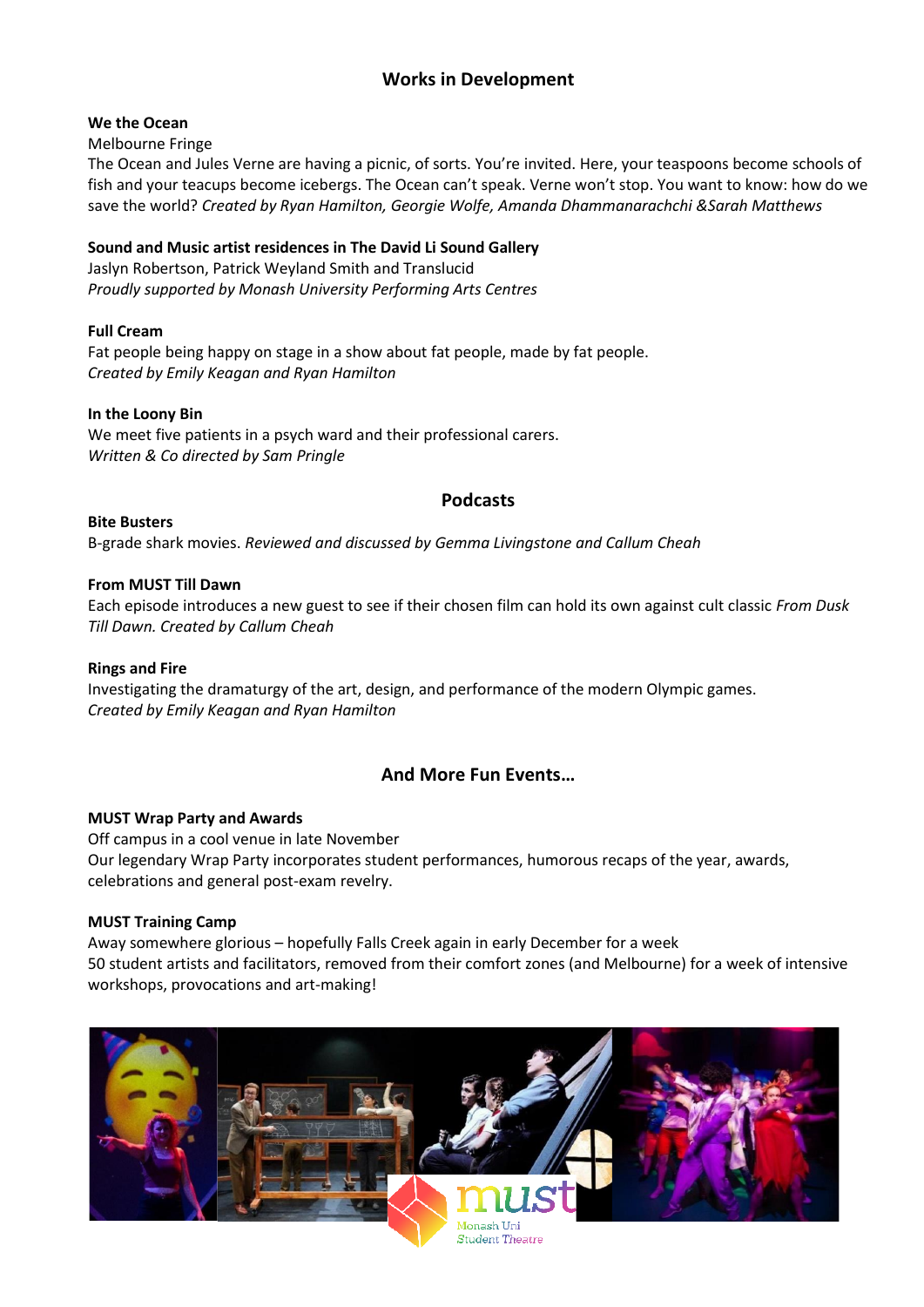## Works in Development

**We the Ocean**
Melbourne Fringe
The Ocean and Jules Verne are having a picnic, of sorts. You're invited. Here, your teaspoons become schools of fish and your teacups become icebergs. The Ocean can't speak. Verne won't stop. You want to know: how do we save the world? *Created by Ryan Hamilton, Georgie Wolfe, Amanda Dhammanarachchi &Sarah Matthews*

**Sound and Music artist residences in The David Li Sound Gallery**
Jaslyn Robertson, Patrick Weyland Smith and Translucid
*Proudly supported by Monash University Performing Arts Centres*

**Full Cream**
Fat people being happy on stage in a show about fat people, made by fat people.
*Created by Emily Keagan and Ryan Hamilton*

**In the Loony Bin**
We meet five patients in a psych ward and their professional carers.
*Written & Co directed by Sam Pringle*

## Podcasts

**Bite Busters**
B-grade shark movies. *Reviewed and discussed by Gemma Livingstone and Callum Cheah*

**From MUST Till Dawn**
Each episode introduces a new guest to see if their chosen film can hold its own against cult classic *From Dusk Till Dawn. Created by Callum Cheah*

**Rings and Fire**
Investigating the dramaturgy of the art, design, and performance of the modern Olympic games.
*Created by Emily Keagan and Ryan Hamilton*

## And More Fun Events…

**MUST Wrap Party and Awards**
Off campus in a cool venue in late November
Our legendary Wrap Party incorporates student performances, humorous recaps of the year, awards, celebrations and general post-exam revelry.

**MUST Training Camp**
Away somewhere glorious – hopefully Falls Creek again in early December for a week
50 student artists and facilitators, removed from their comfort zones (and Melbourne) for a week of intensive workshops, provocations and art-making!

must
Monash Uni Student Theatre